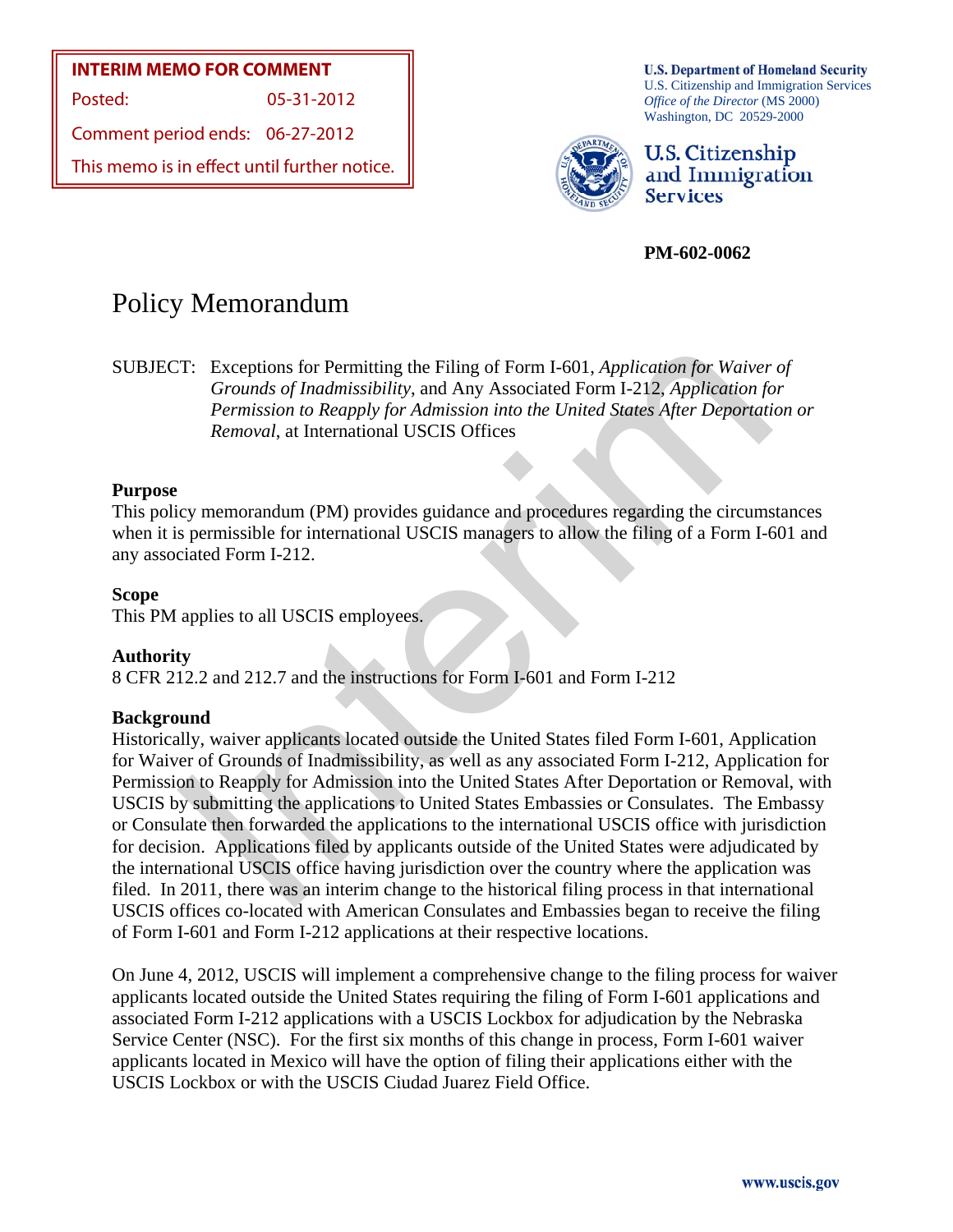**INTERIM MEMO FOR COMMENT**

Posted: 05-31-2012

Comment period ends: 06-27-2012

This memo is in effect until further notice.

**U.S. Department of Homeland Security**
U.S. Citizenship and Immigration Services
*Office of the Director* (MS 2000)
Washington, DC 20529-2000

**U.S. Citizenship and Immigration Services**

**PM-602-0062**

# Policy Memorandum

SUBJECT: Exceptions for Permitting the Filing of Form I-601, *Application for Waiver of Grounds of Inadmissibility*, and Any Associated Form I-212, *Application for Permission to Reapply for Admission into the United States After Deportation or Removal*, at International USCIS Offices

## Purpose

This policy memorandum (PM) provides guidance and procedures regarding the circumstances when it is permissible for international USCIS managers to allow the filing of a Form I-601 and any associated Form I-212.

## Scope

This PM applies to all USCIS employees.

## Authority

8 CFR 212.2 and 212.7 and the instructions for Form I-601 and Form I-212

## Background

Historically, waiver applicants located outside the United States filed Form I-601, Application for Waiver of Grounds of Inadmissibility, as well as any associated Form I-212, Application for Permission to Reapply for Admission into the United States After Deportation or Removal, with USCIS by submitting the applications to United States Embassies or Consulates. The Embassy or Consulate then forwarded the applications to the international USCIS office with jurisdiction for decision. Applications filed by applicants outside of the United States were adjudicated by the international USCIS office having jurisdiction over the country where the application was filed. In 2011, there was an interim change to the historical filing process in that international USCIS offices co-located with American Consulates and Embassies began to receive the filing of Form I-601 and Form I-212 applications at their respective locations.

On June 4, 2012, USCIS will implement a comprehensive change to the filing process for waiver applicants located outside the United States requiring the filing of Form I-601 applications and associated Form I-212 applications with a USCIS Lockbox for adjudication by the Nebraska Service Center (NSC). For the first six months of this change in process, Form I-601 waiver applicants located in Mexico will have the option of filing their applications either with the USCIS Lockbox or with the USCIS Ciudad Juarez Field Office.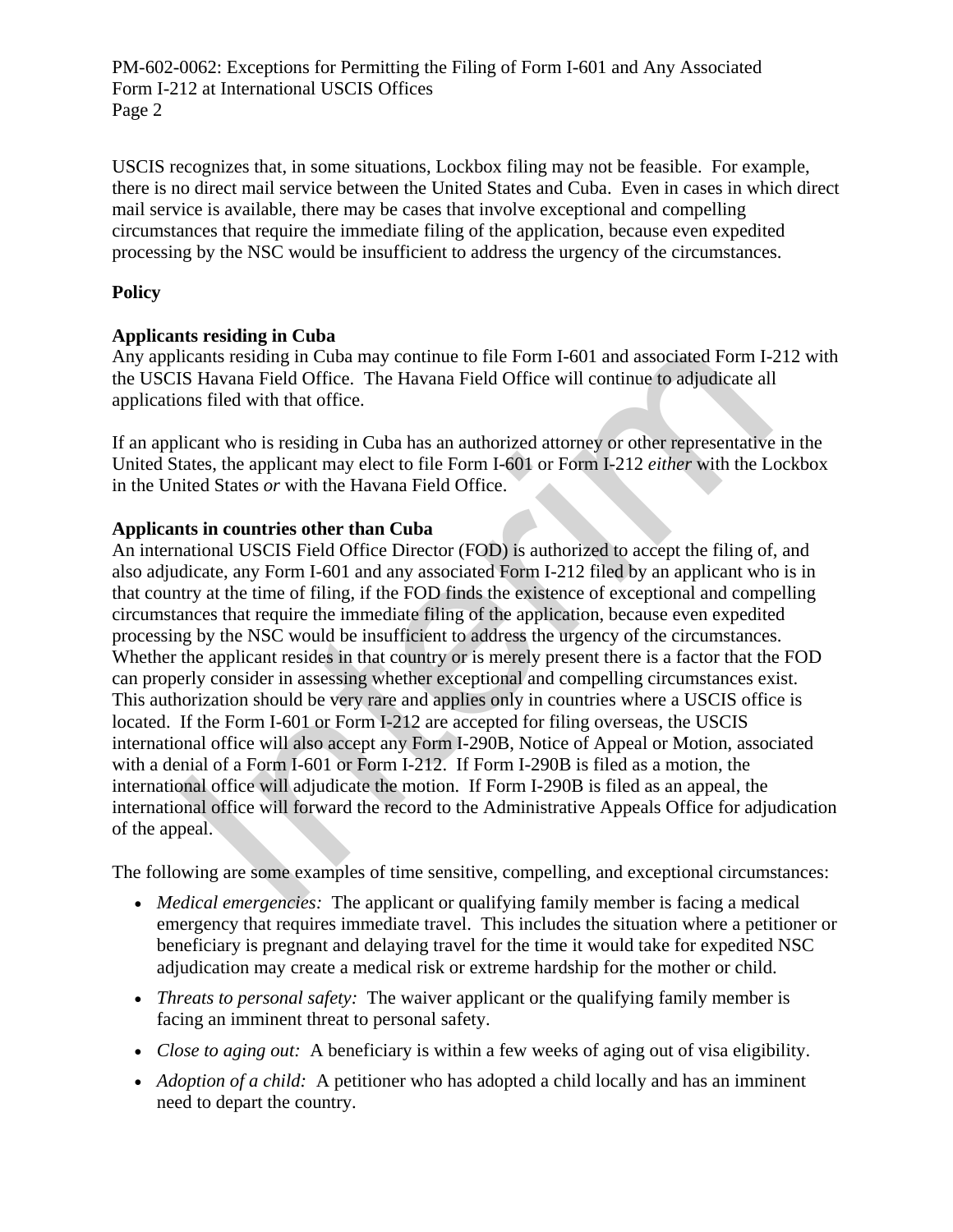USCIS recognizes that, in some situations, Lockbox filing may not be feasible. For example, there is no direct mail service between the United States and Cuba. Even in cases in which direct mail service is available, there may be cases that involve exceptional and compelling circumstances that require the immediate filing of the application, because even expedited processing by the NSC would be insufficient to address the urgency of the circumstances.

**Policy**

**Applicants residing in Cuba**

Any applicants residing in Cuba may continue to file Form I-601 and associated Form I-212 with the USCIS Havana Field Office. The Havana Field Office will continue to adjudicate all applications filed with that office.

If an applicant who is residing in Cuba has an authorized attorney or other representative in the United States, the applicant may elect to file Form I-601 or Form I-212 *either* with the Lockbox in the United States *or* with the Havana Field Office.

**Applicants in countries other than Cuba**

An international USCIS Field Office Director (FOD) is authorized to accept the filing of, and also adjudicate, any Form I-601 and any associated Form I-212 filed by an applicant who is in that country at the time of filing, if the FOD finds the existence of exceptional and compelling circumstances that require the immediate filing of the application, because even expedited processing by the NSC would be insufficient to address the urgency of the circumstances. Whether the applicant resides in that country or is merely present there is a factor that the FOD can properly consider in assessing whether exceptional and compelling circumstances exist. This authorization should be very rare and applies only in countries where a USCIS office is located. If the Form I-601 or Form I-212 are accepted for filing overseas, the USCIS international office will also accept any Form I-290B, Notice of Appeal or Motion, associated with a denial of a Form I-601 or Form I-212. If Form I-290B is filed as a motion, the international office will adjudicate the motion. If Form I-290B is filed as an appeal, the international office will forward the record to the Administrative Appeals Office for adjudication of the appeal.

The following are some examples of time sensitive, compelling, and exceptional circumstances:

- *Medical emergencies:* The applicant or qualifying family member is facing a medical emergency that requires immediate travel. This includes the situation where a petitioner or beneficiary is pregnant and delaying travel for the time it would take for expedited NSC adjudication may create a medical risk or extreme hardship for the mother or child.
- *Threats to personal safety:* The waiver applicant or the qualifying family member is facing an imminent threat to personal safety.
- *Close to aging out:* A beneficiary is within a few weeks of aging out of visa eligibility.
- *Adoption of a child:* A petitioner who has adopted a child locally and has an imminent need to depart the country.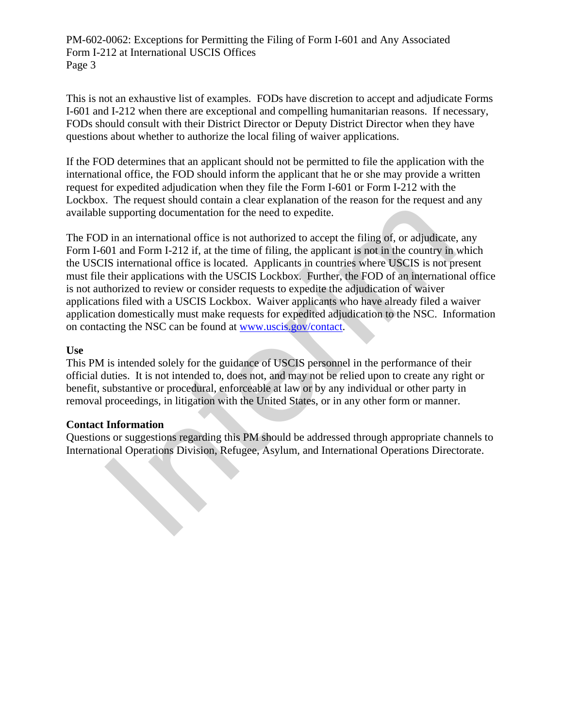This is not an exhaustive list of examples. FODs have discretion to accept and adjudicate Forms I-601 and I-212 when there are exceptional and compelling humanitarian reasons. If necessary, FODs should consult with their District Director or Deputy District Director when they have questions about whether to authorize the local filing of waiver applications.

If the FOD determines that an applicant should not be permitted to file the application with the international office, the FOD should inform the applicant that he or she may provide a written request for expedited adjudication when they file the Form I-601 or Form I-212 with the Lockbox. The request should contain a clear explanation of the reason for the request and any available supporting documentation for the need to expedite.

The FOD in an international office is not authorized to accept the filing of, or adjudicate, any Form I-601 and Form I-212 if, at the time of filing, the applicant is not in the country in which the USCIS international office is located. Applicants in countries where USCIS is not present must file their applications with the USCIS Lockbox. Further, the FOD of an international office is not authorized to review or consider requests to expedite the adjudication of waiver applications filed with a USCIS Lockbox. Waiver applicants who have already filed a waiver application domestically must make requests for expedited adjudication to the NSC. Information on contacting the NSC can be found at www.uscis.gov/contact.

**Use**

This PM is intended solely for the guidance of USCIS personnel in the performance of their official duties. It is not intended to, does not, and may not be relied upon to create any right or benefit, substantive or procedural, enforceable at law or by any individual or other party in removal proceedings, in litigation with the United States, or in any other form or manner.

**Contact Information**

Questions or suggestions regarding this PM should be addressed through appropriate channels to International Operations Division, Refugee, Asylum, and International Operations Directorate.